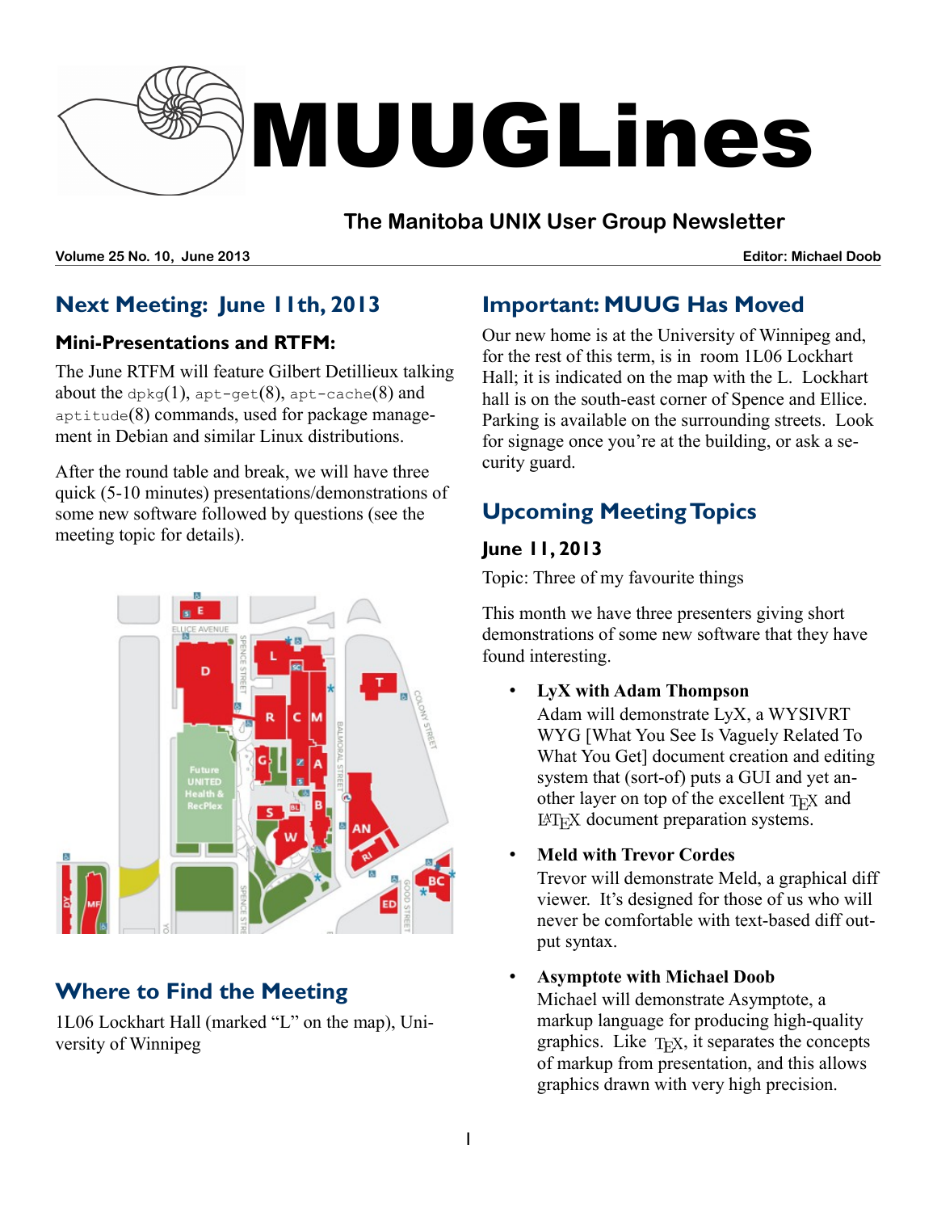# MUUGLines

## The Manitoba UNIX User Group Newsletter

**Volume 25 No. 10, June 2013** **Editor: Michael Doob**

## Next Meeting: June 11th, 2013

### Mini-Presentations and RTFM:

The June RTFM will feature Gilbert Detillieux talking about the `dpkg`(1), `apt-get`(8), `apt-cache`(8) and `aptitude`(8) commands, used for package management in Debian and similar Linux distributions.

After the round table and break, we will have three quick (5-10 minutes) presentations/demonstrations of some new software followed by questions (see the meeting topic for details).

## Where to Find the Meeting

1L06 Lockhart Hall (marked "L" on the map), University of Winnipeg

## Important: MUUG Has Moved

Our new home is at the University of Winnipeg and, for the rest of this term, is in room 1L06 Lockhart Hall; it is indicated on the map with the L. Lockhart hall is on the south-east corner of Spence and Ellice. Parking is available on the surrounding streets. Look for signage once you're at the building, or ask a security guard.

## Upcoming Meeting Topics

### June 11, 2013

Topic: Three of my favourite things

This month we have three presenters giving short demonstrations of some new software that they have found interesting.

- **LyX with Adam Thompson**
  Adam will demonstrate LyX, a WYSIVRT WYG [What You See Is Vaguely Related To What You Get] document creation and editing system that (sort-of) puts a GUI and yet another layer on top of the excellent TEX and LATEX document preparation systems.
- **Meld with Trevor Cordes**
  Trevor will demonstrate Meld, a graphical diff viewer. It's designed for those of us who will never be comfortable with text-based diff output syntax.
- **Asymptote with Michael Doob**
  Michael will demonstrate Asymptote, a markup language for producing high-quality graphics. Like TEX, it separates the concepts of markup from presentation, and this allows graphics drawn with very high precision.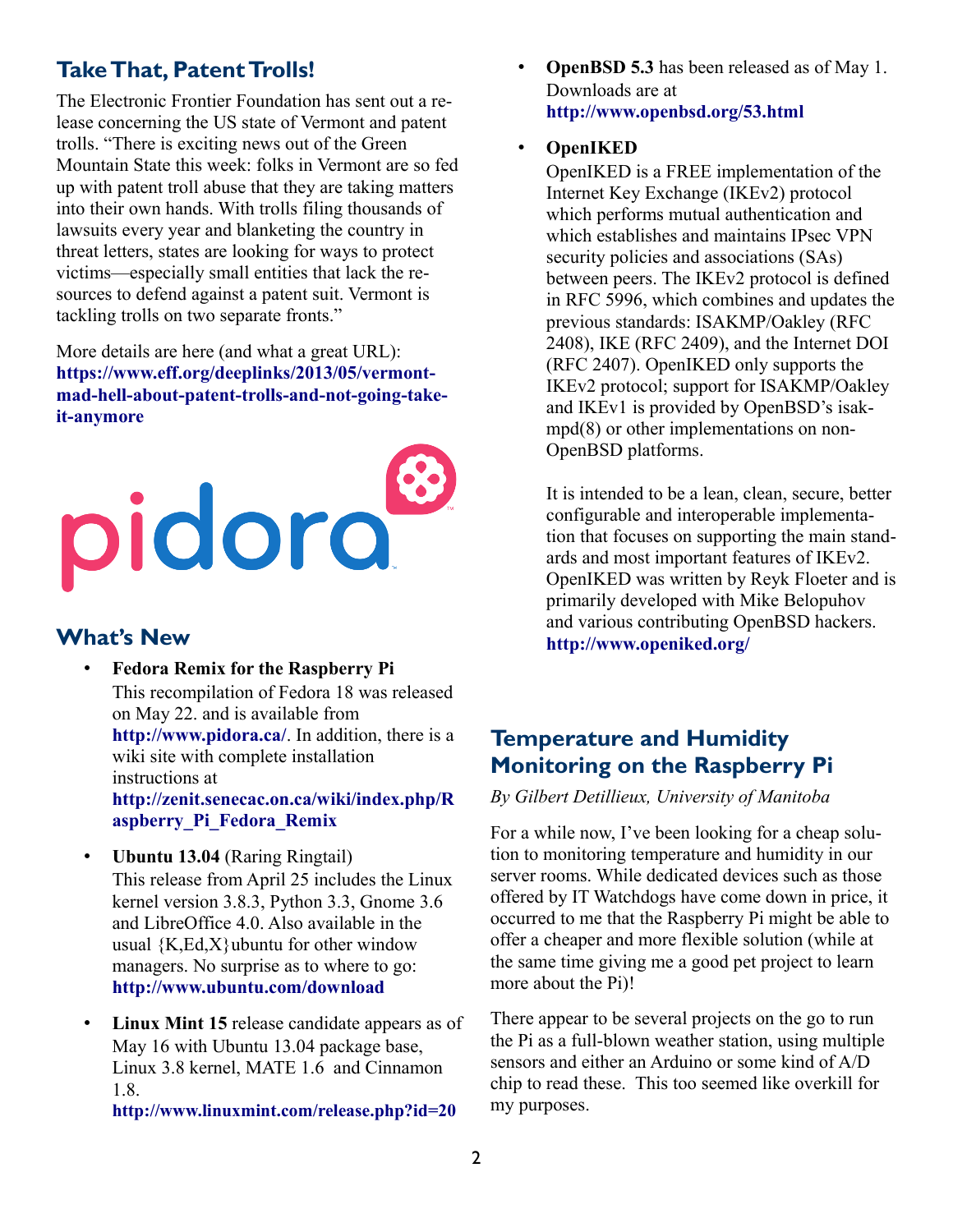## Take That, Patent Trolls!

The Electronic Frontier Foundation has sent out a release concerning the US state of Vermont and patent trolls. "There is exciting news out of the Green Mountain State this week: folks in Vermont are so fed up with patent troll abuse that they are taking matters into their own hands. With trolls filing thousands of lawsuits every year and blanketing the country in threat letters, states are looking for ways to protect victims—especially small entities that lack the resources to defend against a patent suit. Vermont is tackling trolls on two separate fronts."

More details are here (and what a great URL): **https://www.eff.org/deeplinks/2013/05/vermont-mad-hell-about-patent-trolls-and-not-going-take-it-anymore**

pidora

## What's New

- **Fedora Remix for the Raspberry Pi**
  This recompilation of Fedora 18 was released on May 22. and is available from **http://www.pidora.ca/**. In addition, there is a wiki site with complete installation instructions at **http://zenit.senecac.on.ca/wiki/index.php/Raspberry_Pi_Fedora_Remix**

- **Ubuntu 13.04** (Raring Ringtail)
  This release from April 25 includes the Linux kernel version 3.8.3, Python 3.3, Gnome 3.6 and LibreOffice 4.0. Also available in the usual {K,Ed,X}ubuntu for other window managers. No surprise as to where to go: **http://www.ubuntu.com/download**

- **Linux Mint 15** release candidate appears as of May 16 with Ubuntu 13.04 package base, Linux 3.8 kernel, MATE 1.6 and Cinnamon 1.8.
  **http://www.linuxmint.com/release.php?id=20**

- **OpenBSD 5.3** has been released as of May 1. Downloads are at **http://www.openbsd.org/53.html**

- **OpenIKED**
  OpenIKED is a FREE implementation of the Internet Key Exchange (IKEv2) protocol which performs mutual authentication and which establishes and maintains IPsec VPN security policies and associations (SAs) between peers. The IKEv2 protocol is defined in RFC 5996, which combines and updates the previous standards: ISAKMP/Oakley (RFC 2408), IKE (RFC 2409), and the Internet DOI (RFC 2407). OpenIKED only supports the IKEv2 protocol; support for ISAKMP/Oakley and IKEv1 is provided by OpenBSD's isakmpd(8) or other implementations on non-OpenBSD platforms.

  It is intended to be a lean, clean, secure, better configurable and interoperable implementation that focuses on supporting the main standards and most important features of IKEv2. OpenIKED was written by Reyk Floeter and is primarily developed with Mike Belopuhov and various contributing OpenBSD hackers. **http://www.openiked.org/**

## Temperature and Humidity Monitoring on the Raspberry Pi

*By Gilbert Detillieux, University of Manitoba*

For a while now, I've been looking for a cheap solution to monitoring temperature and humidity in our server rooms. While dedicated devices such as those offered by IT Watchdogs have come down in price, it occurred to me that the Raspberry Pi might be able to offer a cheaper and more flexible solution (while at the same time giving me a good pet project to learn more about the Pi)!

There appear to be several projects on the go to run the Pi as a full-blown weather station, using multiple sensors and either an Arduino or some kind of A/D chip to read these. This too seemed like overkill for my purposes.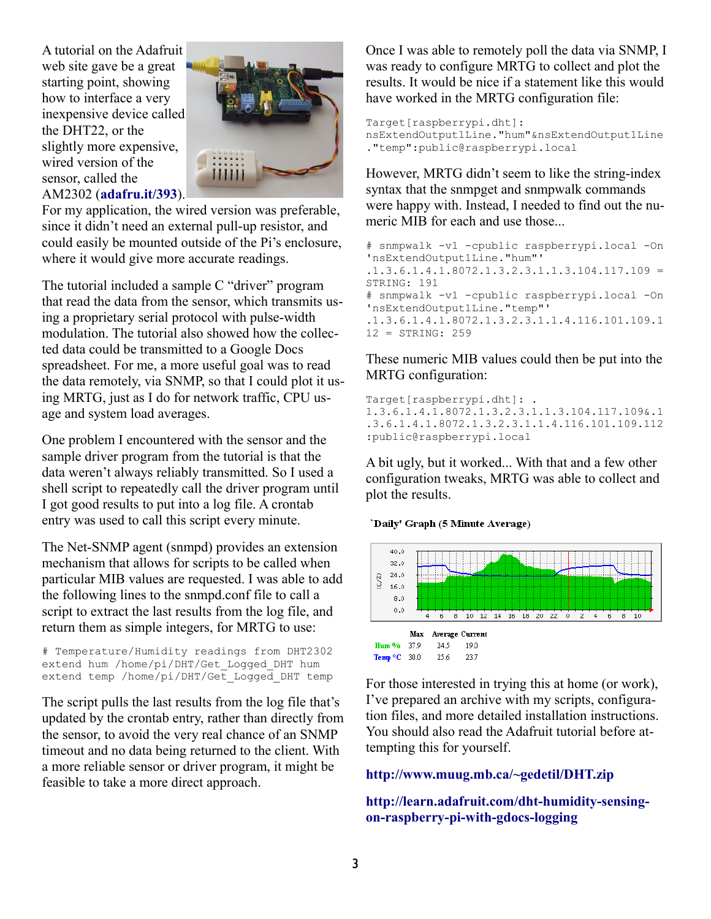A tutorial on the Adafruit web site gave be a great starting point, showing how to interface a very inexpensive device called the DHT22, or the slightly more expensive, wired version of the sensor, called the AM2302 (**adafru.it/393**). For my application, the wired version was preferable, since it didn't need an external pull-up resistor, and could easily be mounted outside of the Pi's enclosure, where it would give more accurate readings.

The tutorial included a sample C "driver" program that read the data from the sensor, which transmits using a proprietary serial protocol with pulse-width modulation. The tutorial also showed how the collected data could be transmitted to a Google Docs spreadsheet. For me, a more useful goal was to read the data remotely, via SNMP, so that I could plot it using MRTG, just as I do for network traffic, CPU usage and system load averages.

One problem I encountered with the sensor and the sample driver program from the tutorial is that the data weren't always reliably transmitted. So I used a shell script to repeatedly call the driver program until I got good results to put into a log file. A crontab entry was used to call this script every minute.

The Net-SNMP agent (snmpd) provides an extension mechanism that allows for scripts to be called when particular MIB values are requested. I was able to add the following lines to the snmpd.conf file to call a script to extract the last results from the log file, and return them as simple integers, for MRTG to use:

```
# Temperature/Humidity readings from DHT2302
extend hum /home/pi/DHT/Get_Logged_DHT hum
extend temp /home/pi/DHT/Get_Logged_DHT temp
```

The script pulls the last results from the log file that's updated by the crontab entry, rather than directly from the sensor, to avoid the very real chance of an SNMP timeout and no data being returned to the client. With a more reliable sensor or driver program, it might be feasible to take a more direct approach.

Once I was able to remotely poll the data via SNMP, I was ready to configure MRTG to collect and plot the results. It would be nice if a statement like this would have worked in the MRTG configuration file:

```
Target[raspberrypi.dht]:
nsExtendOutput1Line."hum"&nsExtendOutput1Line
."temp":public@raspberrypi.local
```

However, MRTG didn't seem to like the string-index syntax that the snmpget and snmpwalk commands were happy with. Instead, I needed to find out the numeric MIB for each and use those...

```
# snmpwalk -v1 -cpublic raspberrypi.local -On
'nsExtendOutput1Line."hum"'
.1.3.6.1.4.1.8072.1.3.2.3.1.1.3.104.117.109 =
STRING: 191
# snmpwalk -v1 -cpublic raspberrypi.local -On
'nsExtendOutput1Line."temp"'
.1.3.6.1.4.1.8072.1.3.2.3.1.1.4.116.101.109.1
12 = STRING: 259
```

These numeric MIB values could then be put into the MRTG configuration:

```
Target[raspberrypi.dht]: .
1.3.6.1.4.1.8072.1.3.2.3.1.1.3.104.117.109&.1
.3.6.1.4.1.8072.1.3.2.3.1.1.4.116.101.109.112
:public@raspberrypi.local
```

A bit ugly, but it worked... With that and a few other configuration tweaks, MRTG was able to collect and plot the results.

`Daily' Graph (5 Minute Average)

40.0
32.0
24.0
16.0
8.0
0.0
(C/%)
4 6 8 10 12 14 16 18 20 22 0 2 4 6 8 10

| | Max | Average | Current |
|---|---|---|---|
| Hum % | 37.9 | 24.5 | 19.0 |
| Temp °C | 30.0 | 25.6 | 23.7 |

For those interested in trying this at home (or work), I've prepared an archive with my scripts, configuration files, and more detailed installation instructions. You should also read the Adafruit tutorial before attempting this for yourself.

**http://www.muug.mb.ca/~gedetil/DHT.zip**

**http://learn.adafruit.com/dht-humidity-sensing-on-raspberry-pi-with-gdocs-logging**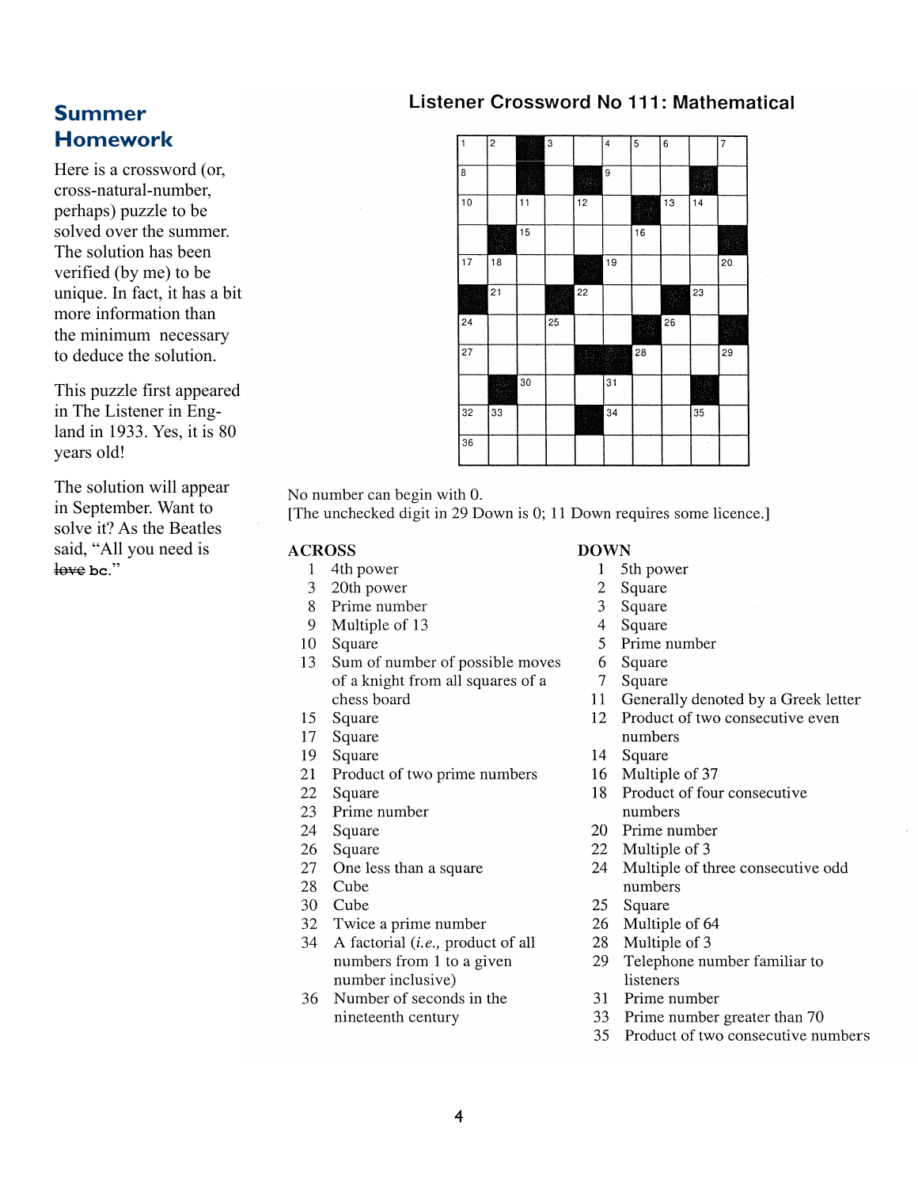## Summer Homework

Here is a crossword (or, cross-natural-number, perhaps) puzzle to be solved over the summer. The solution has been verified (by me) to be unique. In fact, it has a bit more information than the minimum necessary to deduce the solution.

This puzzle first appeared in The Listener in England in 1933. Yes, it is 80 years old!

The solution will appear in September. Want to solve it? As the Beatles said, "All you need is ~~love~~ bc."

## Listener Crossword No 111: Mathematical

| | | | | | | | | | |
|---|---|---|---|---|---|---|---|---|---|
| 1 | 2 | ■ | 3 | | 4 | 5 | 6 | | 7 |
| 8 | | ■ | | ■ | 9 | | | ■ | |
| 10 | | 11 | | 12 | | ■ | 13 | 14 | |
| | ■ | 15 | | | | 16 | | | ■ |
| 17 | 18 | | | ■ | 19 | | | | 20 |
| ■ | 21 | | ■ | 22 | | | ■ | 23 | |
| 24 | | | 25 | | | ■ | 26 | | ■ |
| 27 | | | | ■ | ■ | 28 | | | 29 |
| | ■ | 30 | | | 31 | | | ■ | |
| 32 | 33 | | | ■ | 34 | | | 35 | |
| 36 | | | | | | | | | |

No number can begin with 0.
[The unchecked digit in 29 Down is 0; 11 Down requires some licence.]

**ACROSS**

1 4th power
3 20th power
8 Prime number
9 Multiple of 13
10 Square
13 Sum of number of possible moves of a knight from all squares of a chess board
15 Square
17 Square
19 Square
21 Product of two prime numbers
22 Square
23 Prime number
24 Square
26 Square
27 One less than a square
28 Cube
30 Cube
32 Twice a prime number
34 A factorial (*i.e.,* product of all numbers from 1 to a given number inclusive)
36 Number of seconds in the nineteenth century

**DOWN**

1 5th power
2 Square
3 Square
4 Square
5 Prime number
6 Square
7 Square
11 Generally denoted by a Greek letter
12 Product of two consecutive even numbers
14 Square
16 Multiple of 37
18 Product of four consecutive numbers
20 Prime number
22 Multiple of 3
24 Multiple of three consecutive odd numbers
25 Square
26 Multiple of 64
28 Multiple of 3
29 Telephone number familiar to listeners
31 Prime number
33 Prime number greater than 70
35 Product of two consecutive numbers